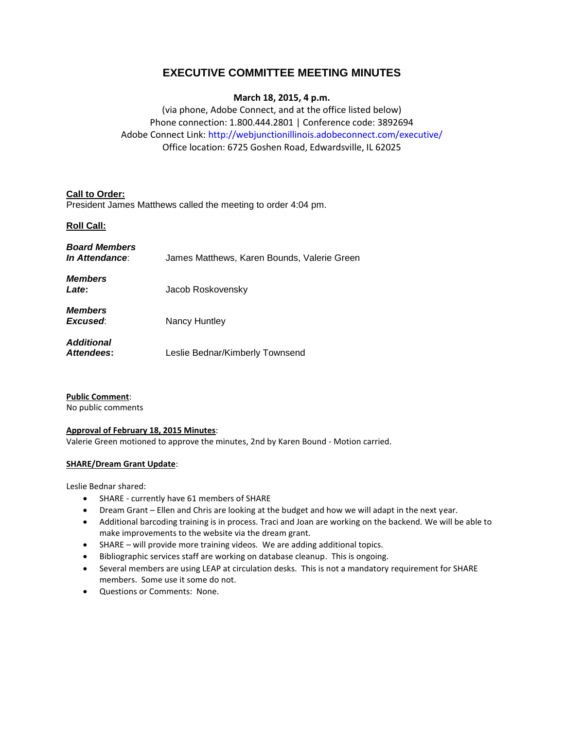# EXECUTIVE COMMITTEE MEETING MINUTES

**March 18, 2015, 4 p.m.**

(via phone, Adobe Connect, and at the office listed below)
Phone connection: 1.800.444.2801 | Conference code: 3892694
Adobe Connect Link: http://webjunctionillinois.adobeconnect.com/executive/
Office location: 6725 Goshen Road, Edwardsville, IL 62025

**Call to Order:**
President James Matthews called the meeting to order 4:04 pm.

**Roll Call:**

| | |
|---|---|
| ***Board Members In Attendance*:** | James Matthews, Karen Bounds, Valerie Green |
| ***Members Late*:** | Jacob Roskovensky |
| ***Members Excused*:** | Nancy Huntley |
| ***Additional Attendees*:** | Leslie Bednar/Kimberly Townsend |

**Public Comment**:
No public comments

**Approval of February 18, 2015 Minutes**:
Valerie Green motioned to approve the minutes, 2nd by Karen Bound - Motion carried.

**SHARE/Dream Grant Update**:

Leslie Bednar shared:

- SHARE - currently have 61 members of SHARE
- Dream Grant – Ellen and Chris are looking at the budget and how we will adapt in the next year.
- Additional barcoding training is in process. Traci and Joan are working on the backend. We will be able to make improvements to the website via the dream grant.
- SHARE – will provide more training videos. We are adding additional topics.
- Bibliographic services staff are working on database cleanup. This is ongoing.
- Several members are using LEAP at circulation desks. This is not a mandatory requirement for SHARE members. Some use it some do not.
- Questions or Comments: None.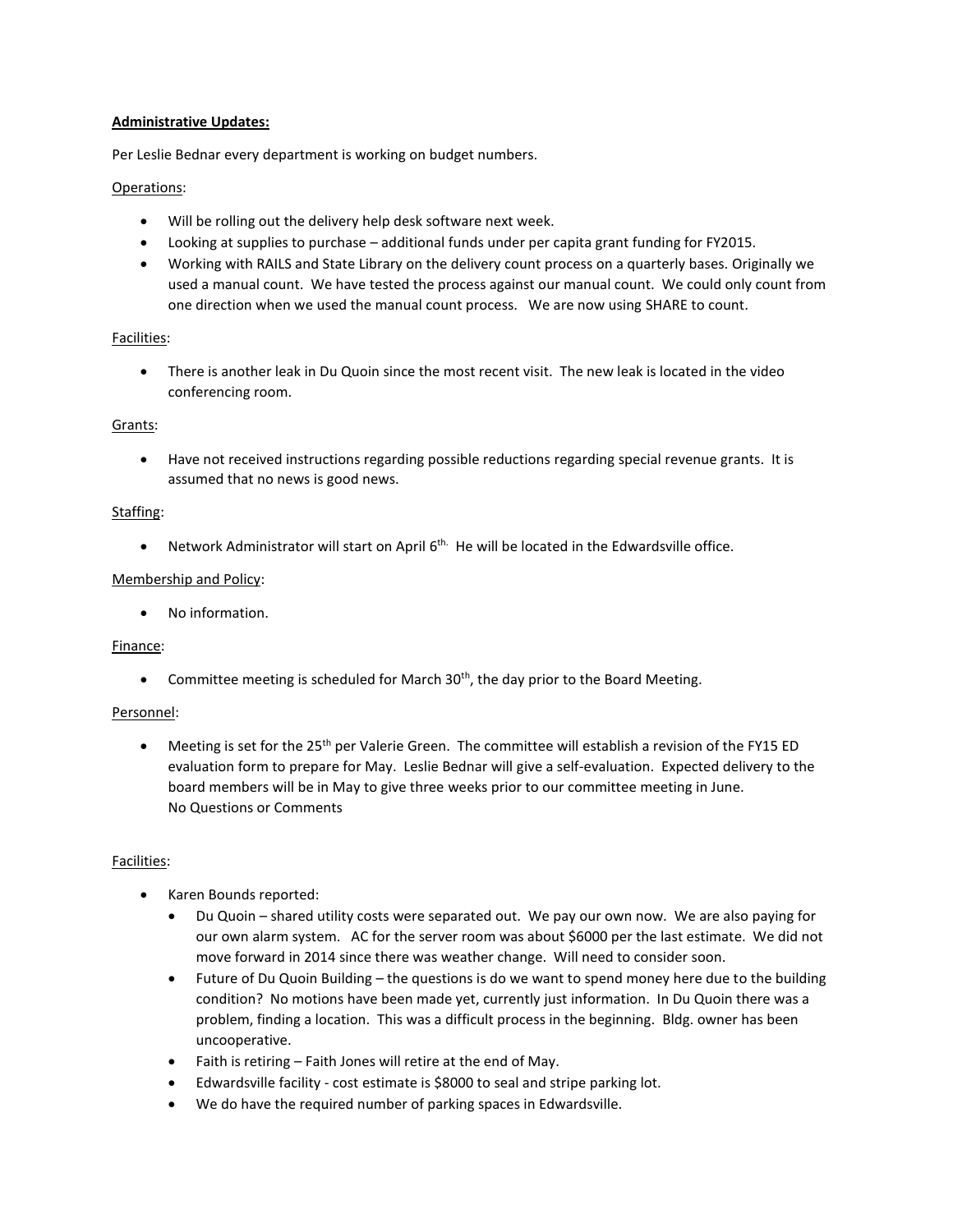**Administrative Updates:**

Per Leslie Bednar every department is working on budget numbers.

Operations:

- Will be rolling out the delivery help desk software next week.
- Looking at supplies to purchase – additional funds under per capita grant funding for FY2015.
- Working with RAILS and State Library on the delivery count process on a quarterly bases. Originally we used a manual count. We have tested the process against our manual count. We could only count from one direction when we used the manual count process. We are now using SHARE to count.

Facilities:

- There is another leak in Du Quoin since the most recent visit. The new leak is located in the video conferencing room.

Grants:

- Have not received instructions regarding possible reductions regarding special revenue grants. It is assumed that no news is good news.

Staffing:

- Network Administrator will start on April 6th. He will be located in the Edwardsville office.

Membership and Policy:

- No information.

Finance:

- Committee meeting is scheduled for March 30th, the day prior to the Board Meeting.

Personnel:

- Meeting is set for the 25th per Valerie Green. The committee will establish a revision of the FY15 ED evaluation form to prepare for May. Leslie Bednar will give a self-evaluation. Expected delivery to the board members will be in May to give three weeks prior to our committee meeting in June.
  No Questions or Comments

Facilities:

- Karen Bounds reported:
  - Du Quoin – shared utility costs were separated out. We pay our own now. We are also paying for our own alarm system. AC for the server room was about $6000 per the last estimate. We did not move forward in 2014 since there was weather change. Will need to consider soon.
  - Future of Du Quoin Building – the questions is do we want to spend money here due to the building condition? No motions have been made yet, currently just information. In Du Quoin there was a problem, finding a location. This was a difficult process in the beginning. Bldg. owner has been uncooperative.
  - Faith is retiring – Faith Jones will retire at the end of May.
  - Edwardsville facility - cost estimate is $8000 to seal and stripe parking lot.
  - We do have the required number of parking spaces in Edwardsville.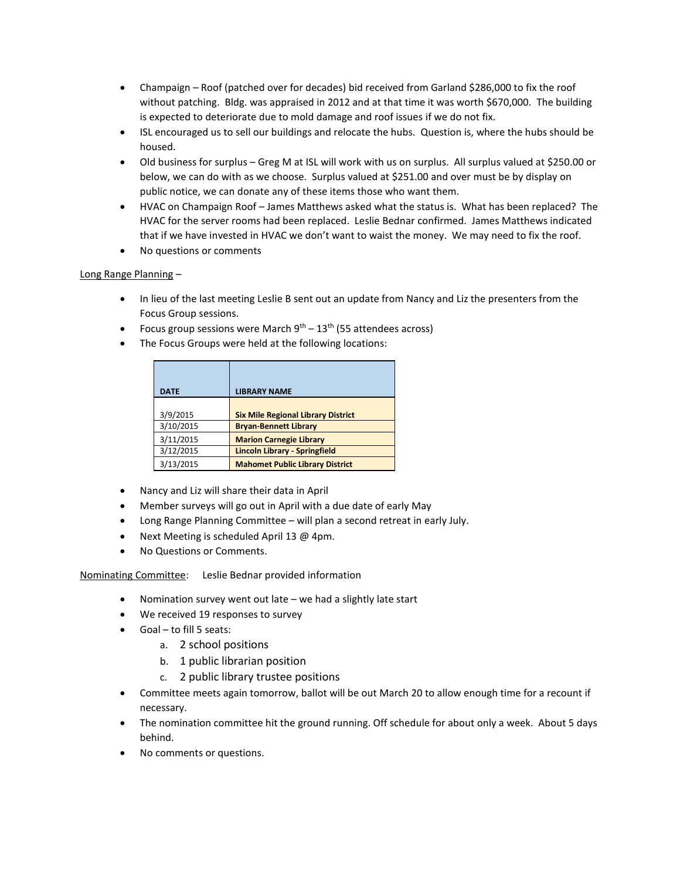- Champaign – Roof (patched over for decades) bid received from Garland $286,000 to fix the roof without patching. Bldg. was appraised in 2012 and at that time it was worth $670,000. The building is expected to deteriorate due to mold damage and roof issues if we do not fix.
- ISL encouraged us to sell our buildings and relocate the hubs. Question is, where the hubs should be housed.
- Old business for surplus – Greg M at ISL will work with us on surplus. All surplus valued at $250.00 or below, we can do with as we choose. Surplus valued at $251.00 and over must be by display on public notice, we can donate any of these items those who want them.
- HVAC on Champaign Roof – James Matthews asked what the status is. What has been replaced? The HVAC for the server rooms had been replaced. Leslie Bednar confirmed. James Matthews indicated that if we have invested in HVAC we don't want to waist the money. We may need to fix the roof.
- No questions or comments

<u>Long Range Planning</u> –

- In lieu of the last meeting Leslie B sent out an update from Nancy and Liz the presenters from the Focus Group sessions.
- Focus group sessions were March 9th – 13th (55 attendees across)
- The Focus Groups were held at the following locations:

| DATE | LIBRARY NAME |
|---|---|
| 3/9/2015 | **Six Mile Regional Library District** |
| 3/10/2015 | **Bryan-Bennett Library** |
| 3/11/2015 | **Marion Carnegie Library** |
| 3/12/2015 | **Lincoln Library - Springfield** |
| 3/13/2015 | **Mahomet Public Library District** |

- Nancy and Liz will share their data in April
- Member surveys will go out in April with a due date of early May
- Long Range Planning Committee – will plan a second retreat in early July.
- Next Meeting is scheduled April 13 @ 4pm.
- No Questions or Comments.

<u>Nominating Committee</u>: Leslie Bednar provided information

- Nomination survey went out late – we had a slightly late start
- We received 19 responses to survey
- Goal – to fill 5 seats:
  a. 2 school positions
  b. 1 public librarian position
  c. 2 public library trustee positions
- Committee meets again tomorrow, ballot will be out March 20 to allow enough time for a recount if necessary.
- The nomination committee hit the ground running. Off schedule for about only a week. About 5 days behind.
- No comments or questions.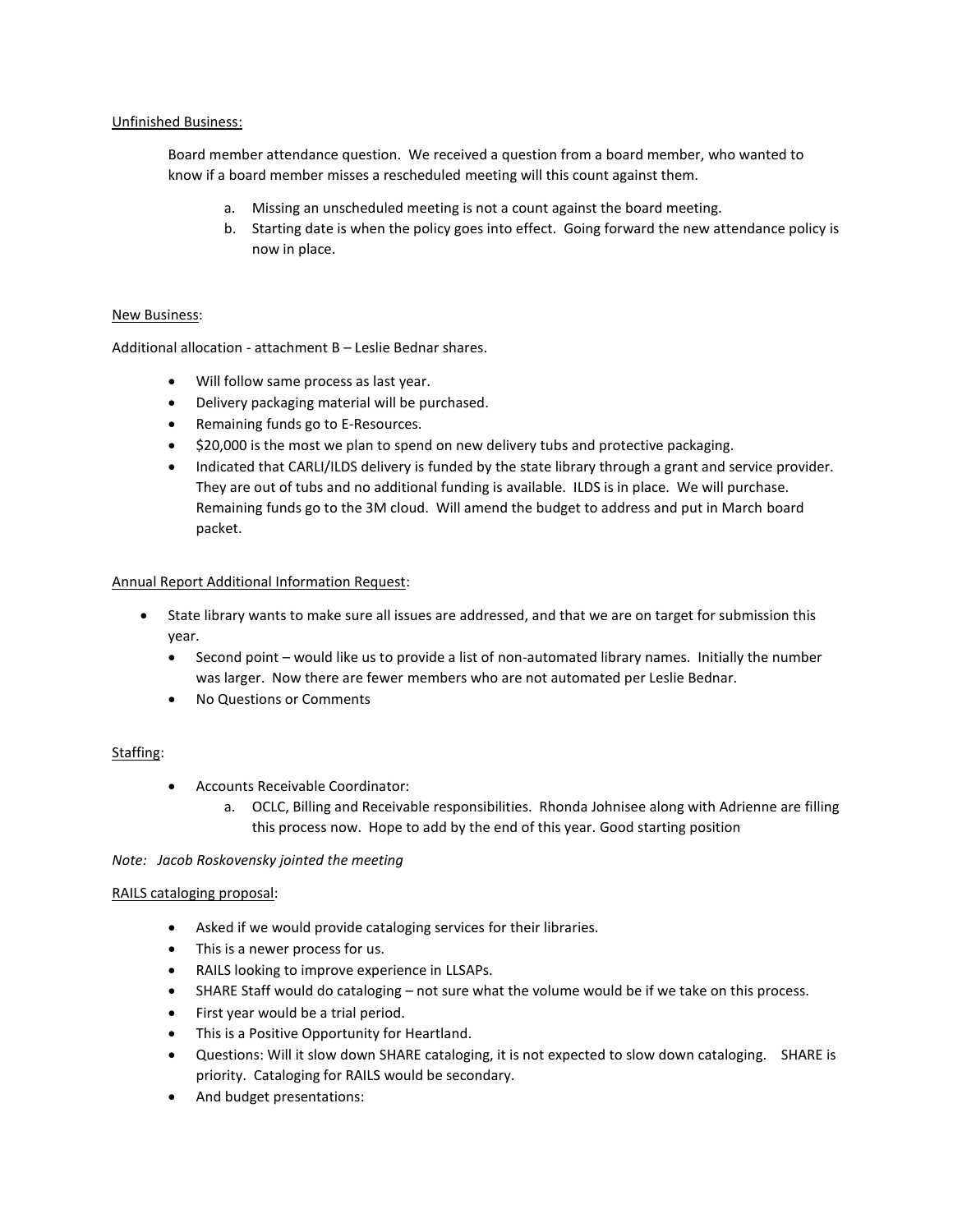Unfinished Business:

Board member attendance question. We received a question from a board member, who wanted to know if a board member misses a rescheduled meeting will this count against them.

a. Missing an unscheduled meeting is not a count against the board meeting.
b. Starting date is when the policy goes into effect. Going forward the new attendance policy is now in place.

New Business:

Additional allocation - attachment B – Leslie Bednar shares.

- Will follow same process as last year.
- Delivery packaging material will be purchased.
- Remaining funds go to E-Resources.
- $20,000 is the most we plan to spend on new delivery tubs and protective packaging.
- Indicated that CARLI/ILDS delivery is funded by the state library through a grant and service provider. They are out of tubs and no additional funding is available. ILDS is in place. We will purchase. Remaining funds go to the 3M cloud. Will amend the budget to address and put in March board packet.

Annual Report Additional Information Request:

- State library wants to make sure all issues are addressed, and that we are on target for submission this year.
  - Second point – would like us to provide a list of non-automated library names. Initially the number was larger. Now there are fewer members who are not automated per Leslie Bednar.
  - No Questions or Comments

Staffing:

- Accounts Receivable Coordinator:
  a. OCLC, Billing and Receivable responsibilities. Rhonda Johnisee along with Adrienne are filling this process now. Hope to add by the end of this year. Good starting position

*Note: Jacob Roskovensky jointed the meeting*

RAILS cataloging proposal:

- Asked if we would provide cataloging services for their libraries.
- This is a newer process for us.
- RAILS looking to improve experience in LLSAPs.
- SHARE Staff would do cataloging – not sure what the volume would be if we take on this process.
- First year would be a trial period.
- This is a Positive Opportunity for Heartland.
- Questions: Will it slow down SHARE cataloging, it is not expected to slow down cataloging. SHARE is priority. Cataloging for RAILS would be secondary.
- And budget presentations: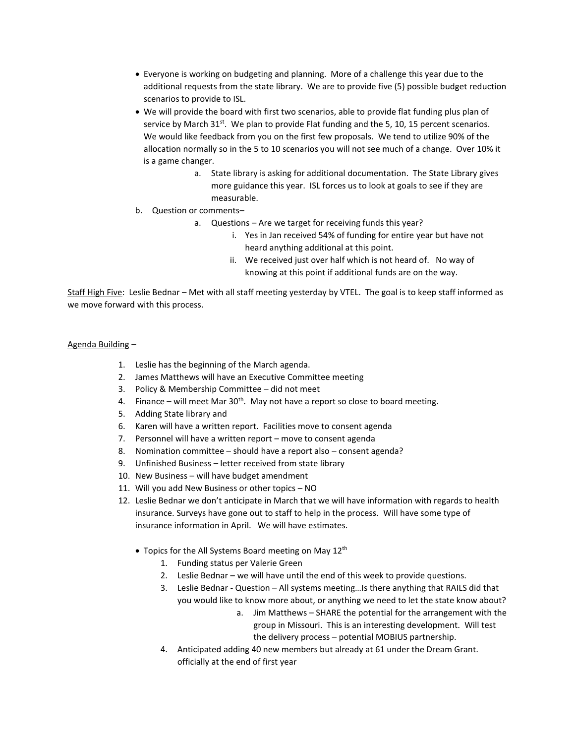- Everyone is working on budgeting and planning. More of a challenge this year due to the additional requests from the state library. We are to provide five (5) possible budget reduction scenarios to provide to ISL.
- We will provide the board with first two scenarios, able to provide flat funding plus plan of service by March 31st. We plan to provide Flat funding and the 5, 10, 15 percent scenarios. We would like feedback from you on the first few proposals. We tend to utilize 90% of the allocation normally so in the 5 to 10 scenarios you will not see much of a change. Over 10% it is a game changer.
    - a. State library is asking for additional documentation. The State Library gives more guidance this year. ISL forces us to look at goals to see if they are measurable.
- b. Question or comments–
    - a. Questions – Are we target for receiving funds this year?
        - i. Yes in Jan received 54% of funding for entire year but have not heard anything additional at this point.
        - ii. We received just over half which is not heard of. No way of knowing at this point if additional funds are on the way.

<u>Staff High Five</u>: Leslie Bednar – Met with all staff meeting yesterday by VTEL. The goal is to keep staff informed as we move forward with this process.

<u>Agenda Building</u> –

1. Leslie has the beginning of the March agenda.
2. James Matthews will have an Executive Committee meeting
3. Policy & Membership Committee – did not meet
4. Finance – will meet Mar 30th. May not have a report so close to board meeting.
5. Adding State library and
6. Karen will have a written report. Facilities move to consent agenda
7. Personnel will have a written report – move to consent agenda
8. Nomination committee – should have a report also – consent agenda?
9. Unfinished Business – letter received from state library
10. New Business – will have budget amendment
11. Will you add New Business or other topics – NO
12. Leslie Bednar we don't anticipate in March that we will have information with regards to health insurance. Surveys have gone out to staff to help in the process. Will have some type of insurance information in April. We will have estimates.

    - Topics for the All Systems Board meeting on May 12th
        1. Funding status per Valerie Green
        2. Leslie Bednar – we will have until the end of this week to provide questions.
        3. Leslie Bednar - Question – All systems meeting…Is there anything that RAILS did that you would like to know more about, or anything we need to let the state know about?
            - a. Jim Matthews – SHARE the potential for the arrangement with the group in Missouri. This is an interesting development. Will test the delivery process – potential MOBIUS partnership.
        4. Anticipated adding 40 new members but already at 61 under the Dream Grant. officially at the end of first year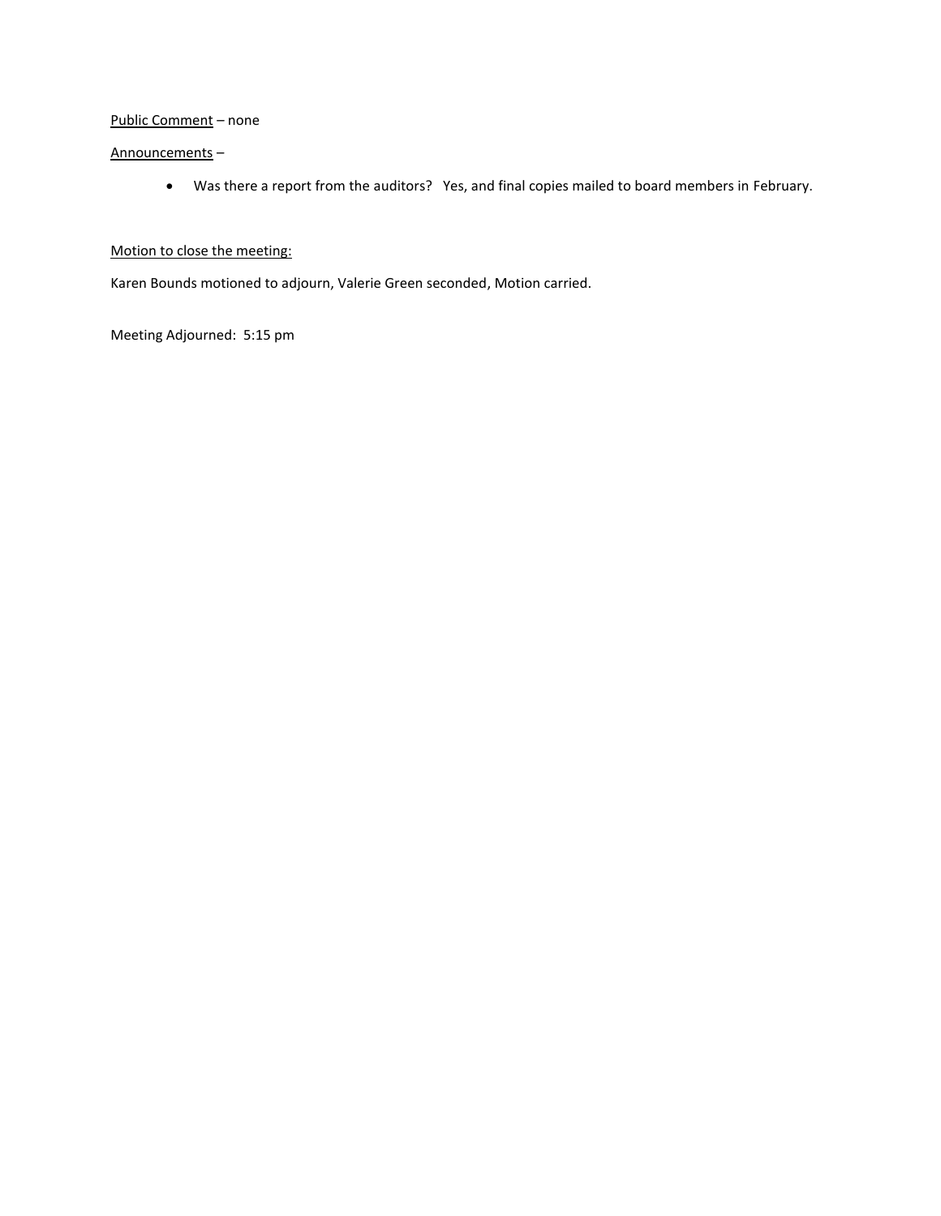Public Comment – none

Announcements –

- Was there a report from the auditors? Yes, and final copies mailed to board members in February.

Motion to close the meeting:

Karen Bounds motioned to adjourn, Valerie Green seconded, Motion carried.

Meeting Adjourned: 5:15 pm